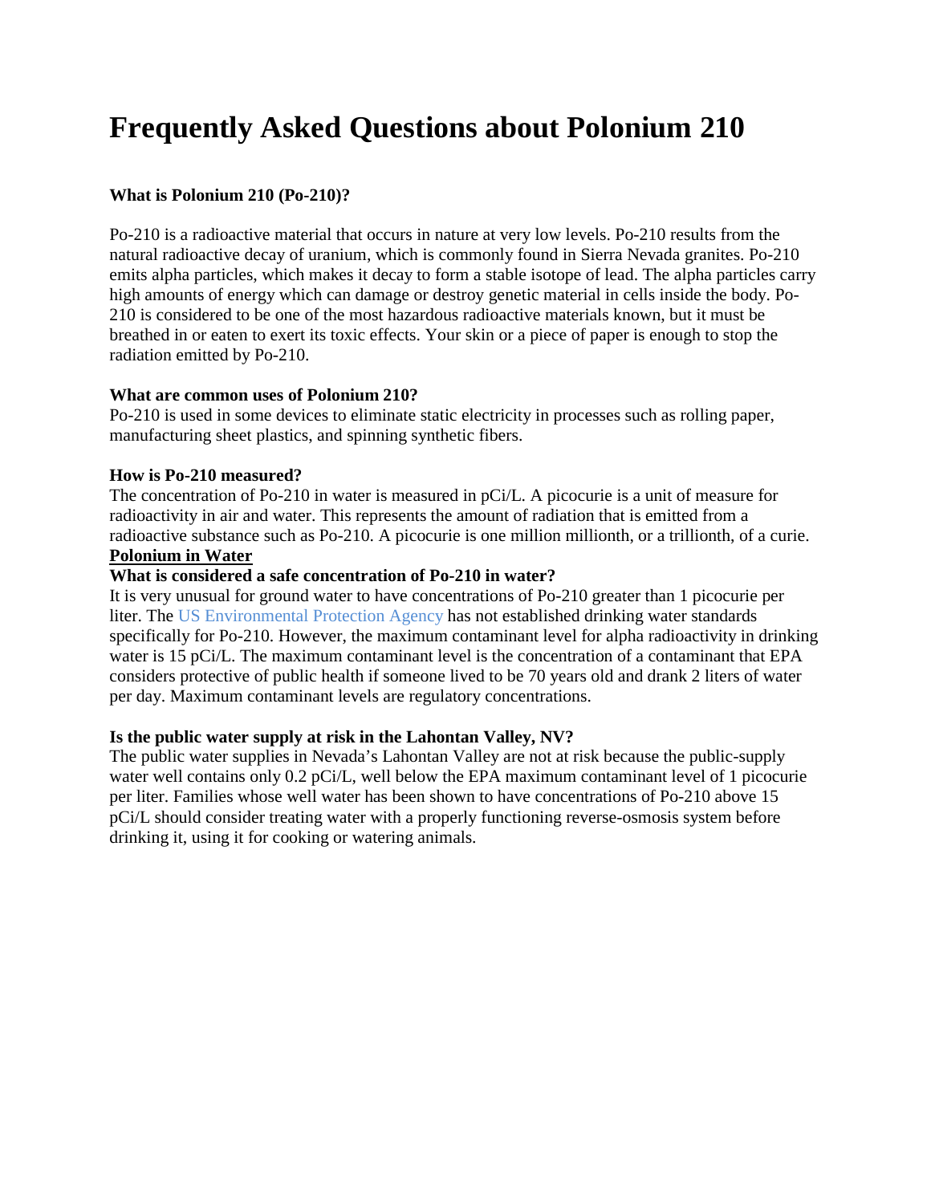# Frequently Asked Questions about Polonium 210

**What is Polonium 210 (Po-210)?**

Po-210 is a radioactive material that occurs in nature at very low levels. Po-210 results from the natural radioactive decay of uranium, which is commonly found in Sierra Nevada granites. Po-210 emits alpha particles, which makes it decay to form a stable isotope of lead. The alpha particles carry high amounts of energy which can damage or destroy genetic material in cells inside the body. Po-210 is considered to be one of the most hazardous radioactive materials known, but it must be breathed in or eaten to exert its toxic effects. Your skin or a piece of paper is enough to stop the radiation emitted by Po-210.

**What are common uses of Polonium 210?**

Po-210 is used in some devices to eliminate static electricity in processes such as rolling paper, manufacturing sheet plastics, and spinning synthetic fibers.

**How is Po-210 measured?**

The concentration of Po-210 in water is measured in pCi/L. A picocurie is a unit of measure for radioactivity in air and water. This represents the amount of radiation that is emitted from a radioactive substance such as Po-210. A picocurie is one million millionth, or a trillionth, of a curie.

**Polonium in Water**

**What is considered a safe concentration of Po-210 in water?**

It is very unusual for ground water to have concentrations of Po-210 greater than 1 picocurie per liter. The US Environmental Protection Agency has not established drinking water standards specifically for Po-210. However, the maximum contaminant level for alpha radioactivity in drinking water is 15 pCi/L. The maximum contaminant level is the concentration of a contaminant that EPA considers protective of public health if someone lived to be 70 years old and drank 2 liters of water per day. Maximum contaminant levels are regulatory concentrations.

**Is the public water supply at risk in the Lahontan Valley, NV?**

The public water supplies in Nevada's Lahontan Valley are not at risk because the public-supply water well contains only 0.2 pCi/L, well below the EPA maximum contaminant level of 1 picocurie per liter. Families whose well water has been shown to have concentrations of Po-210 above 15 pCi/L should consider treating water with a properly functioning reverse-osmosis system before drinking it, using it for cooking or watering animals.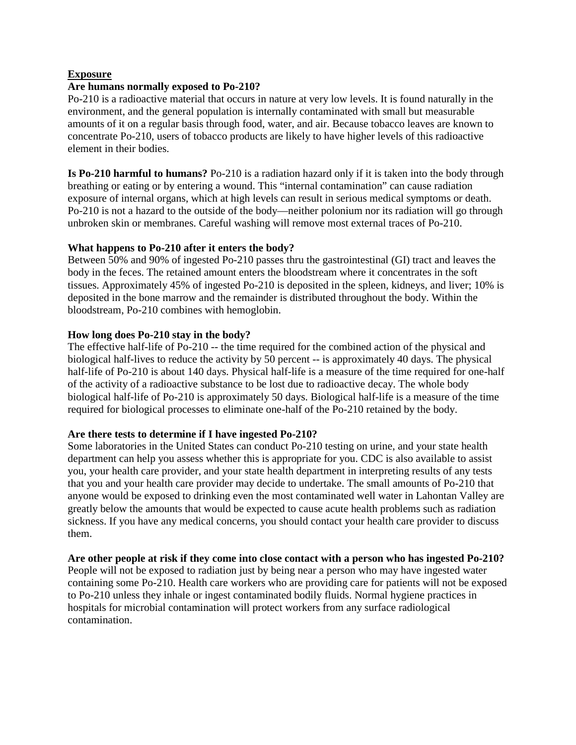## Exposure

**Are humans normally exposed to Po-210?**

Po-210 is a radioactive material that occurs in nature at very low levels. It is found naturally in the environment, and the general population is internally contaminated with small but measurable amounts of it on a regular basis through food, water, and air. Because tobacco leaves are known to concentrate Po-210, users of tobacco products are likely to have higher levels of this radioactive element in their bodies.

**Is Po-210 harmful to humans?** Po-210 is a radiation hazard only if it is taken into the body through breathing or eating or by entering a wound. This "internal contamination" can cause radiation exposure of internal organs, which at high levels can result in serious medical symptoms or death. Po-210 is not a hazard to the outside of the body—neither polonium nor its radiation will go through unbroken skin or membranes. Careful washing will remove most external traces of Po-210.

**What happens to Po-210 after it enters the body?**

Between 50% and 90% of ingested Po-210 passes thru the gastrointestinal (GI) tract and leaves the body in the feces. The retained amount enters the bloodstream where it concentrates in the soft tissues. Approximately 45% of ingested Po-210 is deposited in the spleen, kidneys, and liver; 10% is deposited in the bone marrow and the remainder is distributed throughout the body. Within the bloodstream, Po-210 combines with hemoglobin.

**How long does Po-210 stay in the body?**

The effective half-life of Po-210 -- the time required for the combined action of the physical and biological half-lives to reduce the activity by 50 percent -- is approximately 40 days. The physical half-life of Po-210 is about 140 days. Physical half-life is a measure of the time required for one-half of the activity of a radioactive substance to be lost due to radioactive decay. The whole body biological half-life of Po-210 is approximately 50 days. Biological half-life is a measure of the time required for biological processes to eliminate one-half of the Po-210 retained by the body.

**Are there tests to determine if I have ingested Po-210?**

Some laboratories in the United States can conduct Po-210 testing on urine, and your state health department can help you assess whether this is appropriate for you. CDC is also available to assist you, your health care provider, and your state health department in interpreting results of any tests that you and your health care provider may decide to undertake. The small amounts of Po-210 that anyone would be exposed to drinking even the most contaminated well water in Lahontan Valley are greatly below the amounts that would be expected to cause acute health problems such as radiation sickness. If you have any medical concerns, you should contact your health care provider to discuss them.

**Are other people at risk if they come into close contact with a person who has ingested Po-210?**

People will not be exposed to radiation just by being near a person who may have ingested water containing some Po-210. Health care workers who are providing care for patients will not be exposed to Po-210 unless they inhale or ingest contaminated bodily fluids. Normal hygiene practices in hospitals for microbial contamination will protect workers from any surface radiological contamination.